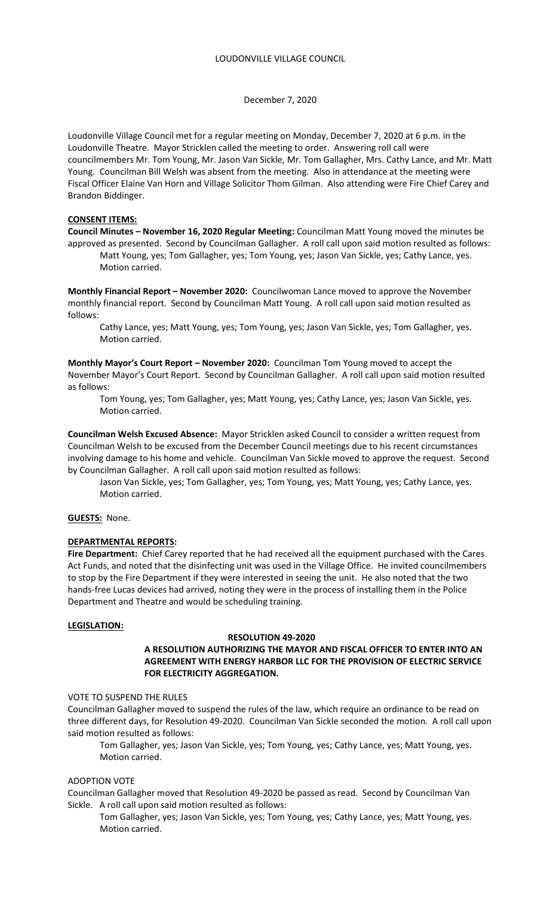# LOUDONVILLE VILLAGE COUNCIL

December 7, 2020

Loudonville Village Council met for a regular meeting on Monday, December 7, 2020 at 6 p.m. in the Loudonville Theatre. Mayor Stricklen called the meeting to order. Answering roll call were councilmembers Mr. Tom Young, Mr. Jason Van Sickle, Mr. Tom Gallagher, Mrs. Cathy Lance, and Mr. Matt Young. Councilman Bill Welsh was absent from the meeting. Also in attendance at the meeting were Fiscal Officer Elaine Van Horn and Village Solicitor Thom Gilman. Also attending were Fire Chief Carey and Brandon Biddinger.

## CONSENT ITEMS:

**Council Minutes – November 16, 2020 Regular Meeting:** Councilman Matt Young moved the minutes be approved as presented. Second by Councilman Gallagher. A roll call upon said motion resulted as follows:

Matt Young, yes; Tom Gallagher, yes; Tom Young, yes; Jason Van Sickle, yes; Cathy Lance, yes. Motion carried.

**Monthly Financial Report – November 2020:** Councilwoman Lance moved to approve the November monthly financial report. Second by Councilman Matt Young. A roll call upon said motion resulted as follows:

Cathy Lance, yes; Matt Young, yes; Tom Young, yes; Jason Van Sickle, yes; Tom Gallagher, yes. Motion carried.

**Monthly Mayor's Court Report – November 2020:** Councilman Tom Young moved to accept the November Mayor's Court Report. Second by Councilman Gallagher. A roll call upon said motion resulted as follows:

Tom Young, yes; Tom Gallagher, yes; Matt Young, yes; Cathy Lance, yes; Jason Van Sickle, yes. Motion carried.

**Councilman Welsh Excused Absence:** Mayor Stricklen asked Council to consider a written request from Councilman Welsh to be excused from the December Council meetings due to his recent circumstances involving damage to his home and vehicle. Councilman Van Sickle moved to approve the request. Second by Councilman Gallagher. A roll call upon said motion resulted as follows:

Jason Van Sickle, yes; Tom Gallagher, yes; Tom Young, yes; Matt Young, yes; Cathy Lance, yes. Motion carried.

## GUESTS: None.

## DEPARTMENTAL REPORTS:

**Fire Department:** Chief Carey reported that he had received all the equipment purchased with the Cares Act Funds, and noted that the disinfecting unit was used in the Village Office. He invited councilmembers to stop by the Fire Department if they were interested in seeing the unit. He also noted that the two hands-free Lucas devices had arrived, noting they were in the process of installing them in the Police Department and Theatre and would be scheduling training.

## LEGISLATION:

### RESOLUTION 49-2020

**A RESOLUTION AUTHORIZING THE MAYOR AND FISCAL OFFICER TO ENTER INTO AN AGREEMENT WITH ENERGY HARBOR LLC FOR THE PROVISION OF ELECTRIC SERVICE FOR ELECTRICITY AGGREGATION.**

VOTE TO SUSPEND THE RULES

Councilman Gallagher moved to suspend the rules of the law, which require an ordinance to be read on three different days, for Resolution 49-2020. Councilman Van Sickle seconded the motion. A roll call upon said motion resulted as follows:

Tom Gallagher, yes; Jason Van Sickle, yes; Tom Young, yes; Cathy Lance, yes; Matt Young, yes. Motion carried.

ADOPTION VOTE

Councilman Gallagher moved that Resolution 49-2020 be passed as read. Second by Councilman Van Sickle. A roll call upon said motion resulted as follows:

Tom Gallagher, yes; Jason Van Sickle, yes; Tom Young, yes; Cathy Lance, yes; Matt Young, yes. Motion carried.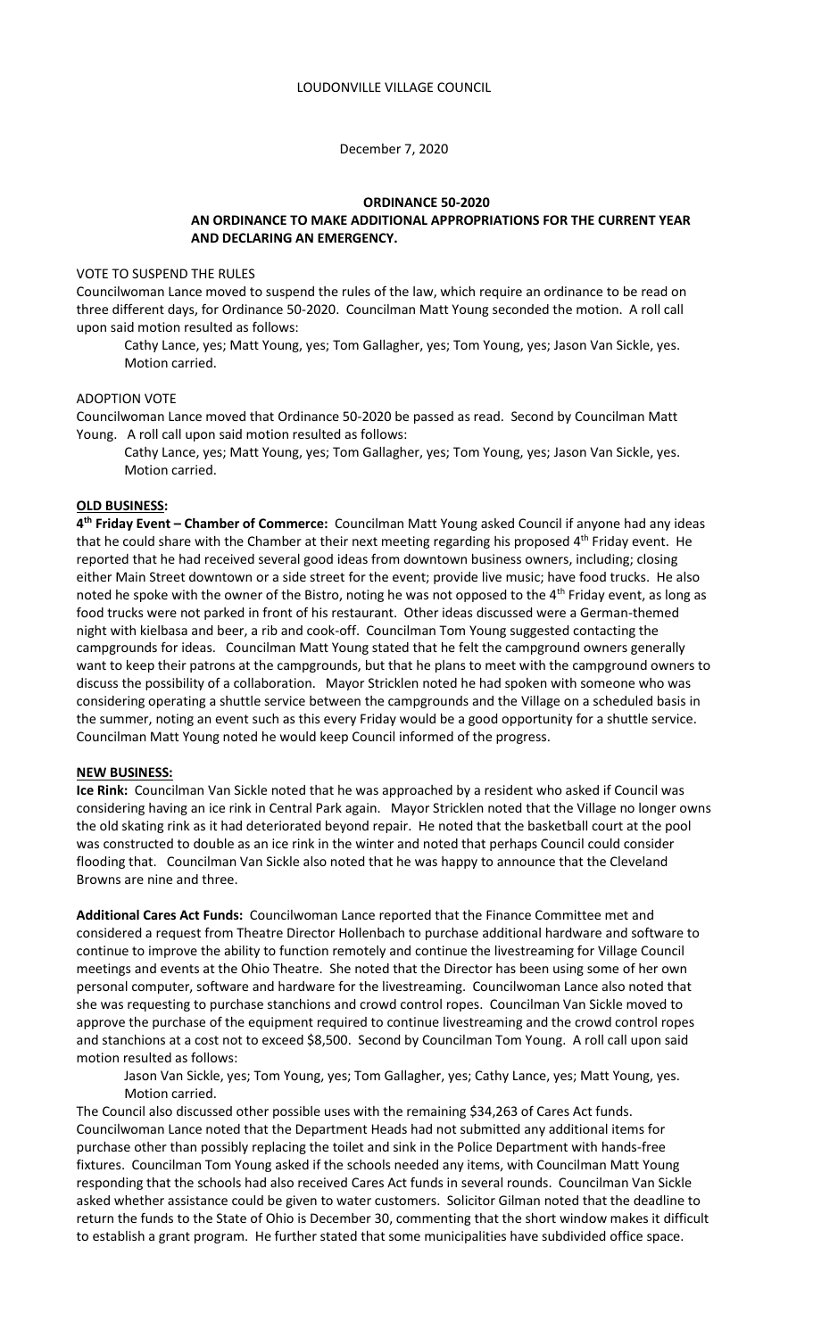LOUDONVILLE VILLAGE COUNCIL

December 7, 2020

**ORDINANCE 50-2020**

**AN ORDINANCE TO MAKE ADDITIONAL APPROPRIATIONS FOR THE CURRENT YEAR AND DECLARING AN EMERGENCY.**

VOTE TO SUSPEND THE RULES

Councilwoman Lance moved to suspend the rules of the law, which require an ordinance to be read on three different days, for Ordinance 50-2020. Councilman Matt Young seconded the motion. A roll call upon said motion resulted as follows:

Cathy Lance, yes; Matt Young, yes; Tom Gallagher, yes; Tom Young, yes; Jason Van Sickle, yes. Motion carried.

ADOPTION VOTE

Councilwoman Lance moved that Ordinance 50-2020 be passed as read. Second by Councilman Matt Young. A roll call upon said motion resulted as follows:

Cathy Lance, yes; Matt Young, yes; Tom Gallagher, yes; Tom Young, yes; Jason Van Sickle, yes. Motion carried.

**OLD BUSINESS:**

**4th Friday Event – Chamber of Commerce:** Councilman Matt Young asked Council if anyone had any ideas that he could share with the Chamber at their next meeting regarding his proposed 4th Friday event. He reported that he had received several good ideas from downtown business owners, including; closing either Main Street downtown or a side street for the event; provide live music; have food trucks. He also noted he spoke with the owner of the Bistro, noting he was not opposed to the 4th Friday event, as long as food trucks were not parked in front of his restaurant. Other ideas discussed were a German-themed night with kielbasa and beer, a rib and cook-off. Councilman Tom Young suggested contacting the campgrounds for ideas. Councilman Matt Young stated that he felt the campground owners generally want to keep their patrons at the campgrounds, but that he plans to meet with the campground owners to discuss the possibility of a collaboration. Mayor Stricklen noted he had spoken with someone who was considering operating a shuttle service between the campgrounds and the Village on a scheduled basis in the summer, noting an event such as this every Friday would be a good opportunity for a shuttle service. Councilman Matt Young noted he would keep Council informed of the progress.

**NEW BUSINESS:**

**Ice Rink:** Councilman Van Sickle noted that he was approached by a resident who asked if Council was considering having an ice rink in Central Park again. Mayor Stricklen noted that the Village no longer owns the old skating rink as it had deteriorated beyond repair. He noted that the basketball court at the pool was constructed to double as an ice rink in the winter and noted that perhaps Council could consider flooding that. Councilman Van Sickle also noted that he was happy to announce that the Cleveland Browns are nine and three.

**Additional Cares Act Funds:** Councilwoman Lance reported that the Finance Committee met and considered a request from Theatre Director Hollenbach to purchase additional hardware and software to continue to improve the ability to function remotely and continue the livestreaming for Village Council meetings and events at the Ohio Theatre. She noted that the Director has been using some of her own personal computer, software and hardware for the livestreaming. Councilwoman Lance also noted that she was requesting to purchase stanchions and crowd control ropes. Councilman Van Sickle moved to approve the purchase of the equipment required to continue livestreaming and the crowd control ropes and stanchions at a cost not to exceed $8,500. Second by Councilman Tom Young. A roll call upon said motion resulted as follows:

Jason Van Sickle, yes; Tom Young, yes; Tom Gallagher, yes; Cathy Lance, yes; Matt Young, yes. Motion carried.

The Council also discussed other possible uses with the remaining $34,263 of Cares Act funds. Councilwoman Lance noted that the Department Heads had not submitted any additional items for purchase other than possibly replacing the toilet and sink in the Police Department with hands-free fixtures. Councilman Tom Young asked if the schools needed any items, with Councilman Matt Young responding that the schools had also received Cares Act funds in several rounds. Councilman Van Sickle asked whether assistance could be given to water customers. Solicitor Gilman noted that the deadline to return the funds to the State of Ohio is December 30, commenting that the short window makes it difficult to establish a grant program. He further stated that some municipalities have subdivided office space.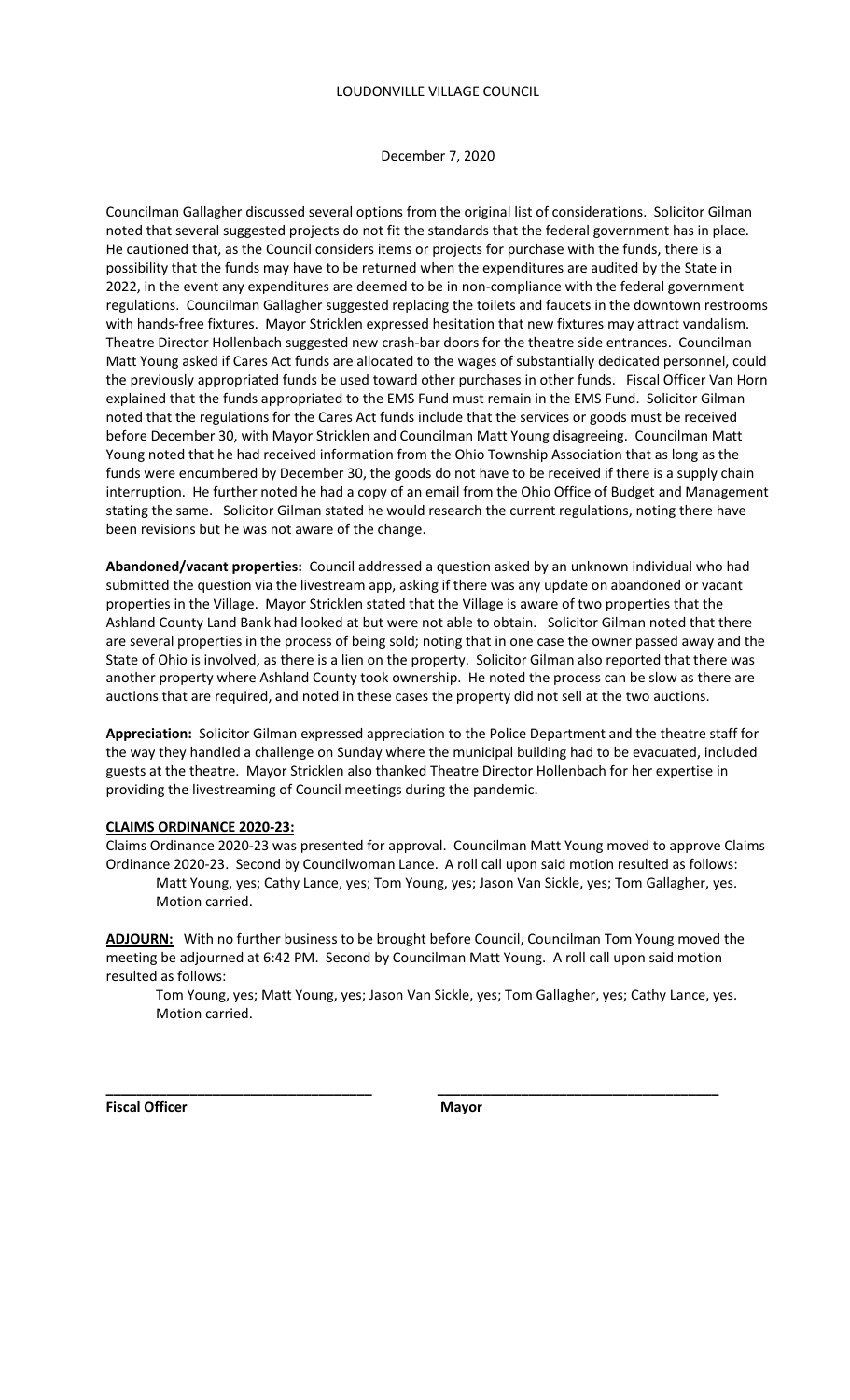LOUDONVILLE VILLAGE COUNCIL

December 7, 2020

Councilman Gallagher discussed several options from the original list of considerations. Solicitor Gilman noted that several suggested projects do not fit the standards that the federal government has in place. He cautioned that, as the Council considers items or projects for purchase with the funds, there is a possibility that the funds may have to be returned when the expenditures are audited by the State in 2022, in the event any expenditures are deemed to be in non-compliance with the federal government regulations. Councilman Gallagher suggested replacing the toilets and faucets in the downtown restrooms with hands-free fixtures. Mayor Stricklen expressed hesitation that new fixtures may attract vandalism. Theatre Director Hollenbach suggested new crash-bar doors for the theatre side entrances. Councilman Matt Young asked if Cares Act funds are allocated to the wages of substantially dedicated personnel, could the previously appropriated funds be used toward other purchases in other funds. Fiscal Officer Van Horn explained that the funds appropriated to the EMS Fund must remain in the EMS Fund. Solicitor Gilman noted that the regulations for the Cares Act funds include that the services or goods must be received before December 30, with Mayor Stricklen and Councilman Matt Young disagreeing. Councilman Matt Young noted that he had received information from the Ohio Township Association that as long as the funds were encumbered by December 30, the goods do not have to be received if there is a supply chain interruption. He further noted he had a copy of an email from the Ohio Office of Budget and Management stating the same. Solicitor Gilman stated he would research the current regulations, noting there have been revisions but he was not aware of the change.

**Abandoned/vacant properties:** Council addressed a question asked by an unknown individual who had submitted the question via the livestream app, asking if there was any update on abandoned or vacant properties in the Village. Mayor Stricklen stated that the Village is aware of two properties that the Ashland County Land Bank had looked at but were not able to obtain. Solicitor Gilman noted that there are several properties in the process of being sold; noting that in one case the owner passed away and the State of Ohio is involved, as there is a lien on the property. Solicitor Gilman also reported that there was another property where Ashland County took ownership. He noted the process can be slow as there are auctions that are required, and noted in these cases the property did not sell at the two auctions.

**Appreciation:** Solicitor Gilman expressed appreciation to the Police Department and the theatre staff for the way they handled a challenge on Sunday where the municipal building had to be evacuated, included guests at the theatre. Mayor Stricklen also thanked Theatre Director Hollenbach for her expertise in providing the livestreaming of Council meetings during the pandemic.

**CLAIMS ORDINANCE 2020-23:**

Claims Ordinance 2020-23 was presented for approval. Councilman Matt Young moved to approve Claims Ordinance 2020-23. Second by Councilwoman Lance. A roll call upon said motion resulted as follows:

Matt Young, yes; Cathy Lance, yes; Tom Young, yes; Jason Van Sickle, yes; Tom Gallagher, yes. Motion carried.

**ADJOURN:** With no further business to be brought before Council, Councilman Tom Young moved the meeting be adjourned at 6:42 PM. Second by Councilman Matt Young. A roll call upon said motion resulted as follows:

Tom Young, yes; Matt Young, yes; Jason Van Sickle, yes; Tom Gallagher, yes; Cathy Lance, yes. Motion carried.

\_\_\_\_\_\_\_\_\_\_\_\_\_\_\_\_\_\_\_\_\_\_\_\_\_\_\_\_\_\_\_\_\_\_\_ \_\_\_\_\_\_\_\_\_\_\_\_\_\_\_\_\_\_\_\_\_\_\_\_\_\_\_\_\_\_\_\_\_\_\_

**Fiscal Officer** **Mayor**